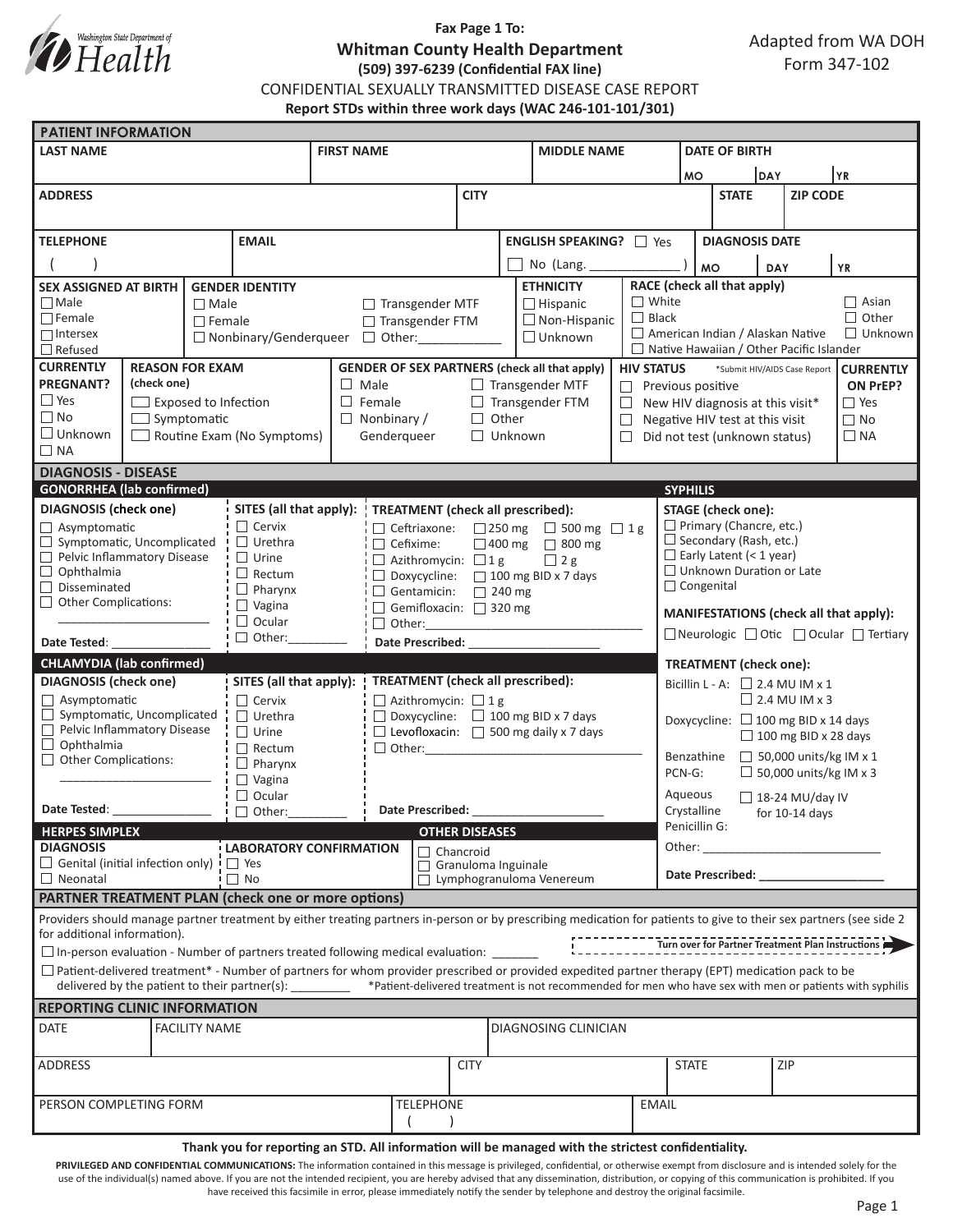Washington State Department of Health

**Fax Page 1 To:**

## Whitman County Health Department

**(509) 397-6239 (Confidential FAX line)**

Adapted from WA DOH Form 347-102

CONFIDENTIAL SEXUALLY TRANSMITTED DISEASE CASE REPORT

**Report STDs within three work days (WAC 246-101-101/301)**

## PATIENT INFORMATION

| LAST NAME | FIRST NAME | MIDDLE NAME | DATE OF BIRTH MO / DAY / YR |
|---|---|---|---|
| | | | |

| ADDRESS | CITY | STATE | ZIP CODE |
|---|---|---|---|
| | | | |

| TELEPHONE | EMAIL | ENGLISH SPEAKING? | DIAGNOSIS DATE |
|---|---|---|---|
| (   ) | | ☐ Yes ☐ No (Lang. ______________ ) | MO / DAY / YR |

**SEX ASSIGNED AT BIRTH**
- ☐ Male
- ☐ Female
- ☐ Intersex
- ☐ Refused

**GENDER IDENTITY**
- ☐ Male
- ☐ Female
- ☐ Nonbinary/Genderqueer
- ☐ Transgender MTF
- ☐ Transgender FTM
- ☐ Other:____________

**ETHNICITY**
- ☐ Hispanic
- ☐ Non-Hispanic
- ☐ Unknown

**RACE (check all that apply)**
- ☐ White
- ☐ Black
- ☐ American Indian / Alaskan Native
- ☐ Native Hawaiian / Other Pacific Islander
- ☐ Asian
- ☐ Other
- ☐ Unknown

**CURRENTLY PREGNANT?**
- ☐ Yes
- ☐ No
- ☐ Unknown
- ☐ NA

**REASON FOR EXAM (check one)**
- ☐ Exposed to Infection
- ☐ Symptomatic
- ☐ Routine Exam (No Symptoms)

**GENDER OF SEX PARTNERS (check all that apply)**
- ☐ Male
- ☐ Female
- ☐ Nonbinary / Genderqueer
- ☐ Transgender MTF
- ☐ Transgender FTM
- ☐ Other
- ☐ Unknown

**HIV STATUS** *Submit HIV/AIDS Case Report
- ☐ Previous positive
- ☐ New HIV diagnosis at this visit*
- ☐ Negative HIV test at this visit
- ☐ Did not test (unknown status)

**CURRENTLY ON PrEP?**
- ☐ Yes
- ☐ No
- ☐ NA

## DIAGNOSIS - DISEASE

### GONORRHEA (lab confirmed)

**DIAGNOSIS (check one)**
- ☐ Asymptomatic
- ☐ Symptomatic, Uncomplicated
- ☐ Pelvic Inflammatory Disease
- ☐ Ophthalmia
- ☐ Disseminated
- ☐ Other Complications: ______________________

Date Tested: _______________

**SITES (all that apply):**
- ☐ Cervix
- ☐ Urethra
- ☐ Urine
- ☐ Rectum
- ☐ Pharynx
- ☐ Vagina
- ☐ Ocular
- ☐ Other:_________

**TREATMENT (check all prescribed):**
- ☐ Ceftriaxone: ☐ 250 mg ☐ 500 mg ☐ 1 g
- ☐ Cefixime: ☐ 400 mg ☐ 800 mg
- ☐ Azithromycin: ☐ 1 g ☐ 2 g
- ☐ Doxycycline: ☐ 100 mg BID x 7 days
- ☐ Gentamicin: ☐ 240 mg
- ☐ Gemifloxacin: ☐ 320 mg
- ☐ Other:_________________________________

Date Prescribed: ____________________

### CHLAMYDIA (lab confirmed)

**DIAGNOSIS (check one)**
- ☐ Asymptomatic
- ☐ Symptomatic, Uncomplicated
- ☐ Pelvic Inflammatory Disease
- ☐ Ophthalmia
- ☐ Other Complications: ______________________

Date Tested: _______________

**SITES (all that apply):**
- ☐ Cervix
- ☐ Urethra
- ☐ Urine
- ☐ Rectum
- ☐ Pharynx
- ☐ Vagina
- ☐ Ocular
- ☐ Other:_________

**TREATMENT (check all prescribed):**
- ☐ Azithromycin: ☐ 1 g
- ☐ Doxycycline: ☐ 100 mg BID x 7 days
- ☐ Levofloxacin: ☐ 500 mg daily x 7 days
- ☐ Other:_________________________________

Date Prescribed: ____________________

### HERPES SIMPLEX

**DIAGNOSIS**
- ☐ Genital (initial infection only)
- ☐ Neonatal

**LABORATORY CONFIRMATION**
- ☐ Yes
- ☐ No

### OTHER DISEASES
- ☐ Chancroid
- ☐ Granuloma Inguinale
- ☐ Lymphogranuloma Venereum

### SYPHILIS

**STAGE (check one):**
- ☐ Primary (Chancre, etc.)
- ☐ Secondary (Rash, etc.)
- ☐ Early Latent (< 1 year)
- ☐ Unknown Duration or Late
- ☐ Congenital

**MANIFESTATIONS (check all that apply):**
☐ Neurologic ☐ Otic ☐ Ocular ☐ Tertiary

**TREATMENT (check one):**
- Bicillin L - A: ☐ 2.4 MU IM x 1 ☐ 2.4 MU IM x 3
- Doxycycline: ☐ 100 mg BID x 14 days ☐ 100 mg BID x 28 days
- Benzathine PCN-G: ☐ 50,000 units/kg IM x 1 ☐ 50,000 units/kg IM x 3
- Aqueous Crystalline Penicillin G: ☐ 18-24 MU/day IV for 10-14 days
- Other: ___________________________

Date Prescribed: ___________________

## PARTNER TREATMENT PLAN (check one or more options)

Providers should manage partner treatment by either treating partners in-person or by prescribing medication for patients to give to their sex partners (see side 2 for additional information).

**Turn over for Partner Treatment Plan Instructions**

☐ In-person evaluation - Number of partners treated following medical evaluation: _______

☐ Patient-delivered treatment* - Number of partners for whom provider prescribed or provided expedited partner therapy (EPT) medication pack to be delivered by the patient to their partner(s): ________ *Patient-delivered treatment is not recommended for men who have sex with men or patients with syphilis

## REPORTING CLINIC INFORMATION

| DATE | FACILITY NAME | DIAGNOSING CLINICIAN |
|---|---|---|
| | | |

| ADDRESS | CITY | STATE | ZIP |
|---|---|---|---|
| | | | |

| PERSON COMPLETING FORM | TELEPHONE | EMAIL |
|---|---|---|
| | (   ) | |

**Thank you for reporting an STD. All information will be managed with the strictest confidentiality.**

**PRIVILEGED AND CONFIDENTIAL COMMUNICATIONS:** The information contained in this message is privileged, confidential, or otherwise exempt from disclosure and is intended solely for the use of the individual(s) named above. If you are not the intended recipient, you are hereby advised that any dissemination, distribution, or copying of this communication is prohibited. If you have received this facsimile in error, please immediately notify the sender by telephone and destroy the original facsimile.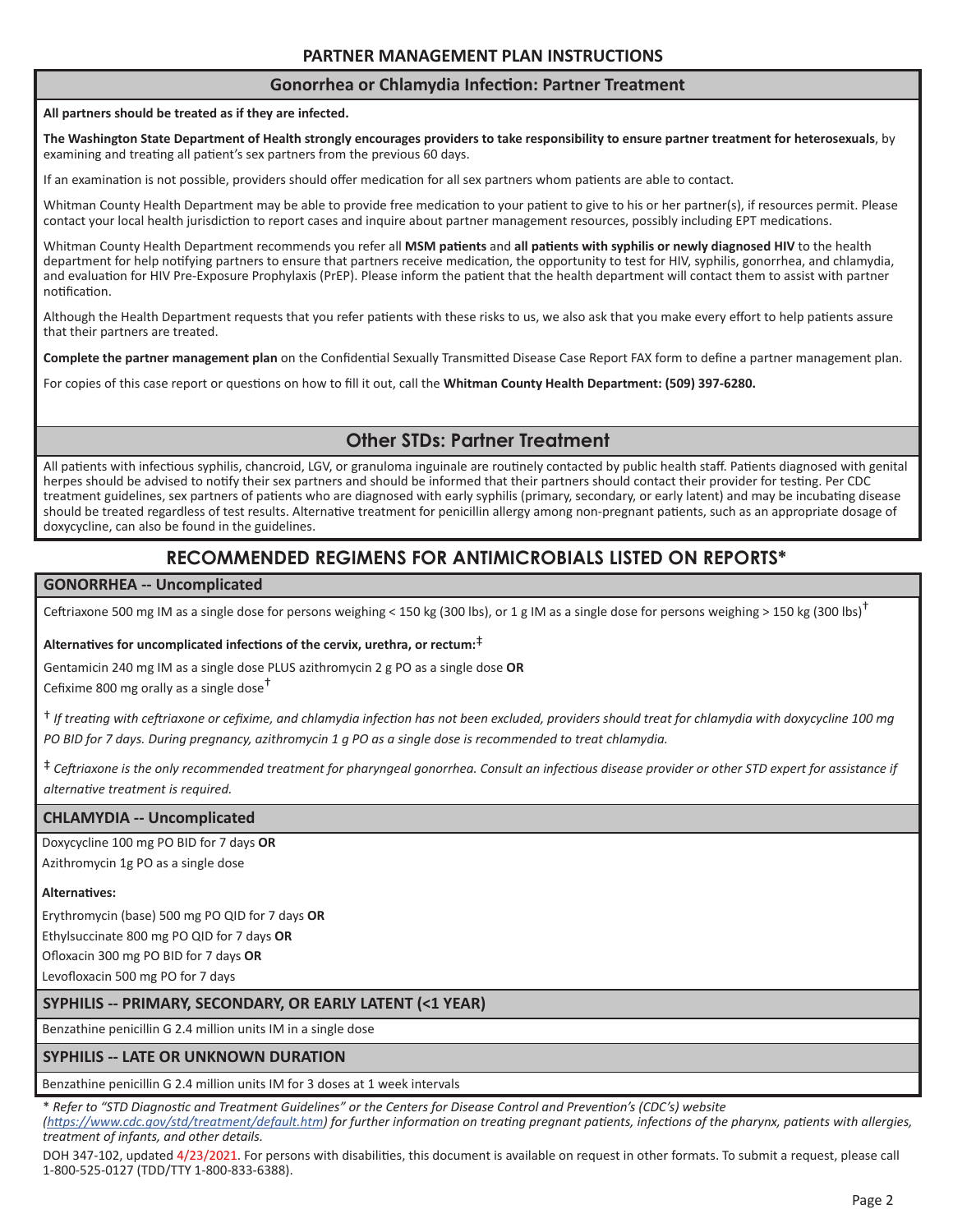# PARTNER MANAGEMENT PLAN INSTRUCTIONS

## Gonorrhea or Chlamydia Infection: Partner Treatment

**All partners should be treated as if they are infected.**

**The Washington State Department of Health strongly encourages providers to take responsibility to ensure partner treatment for heterosexuals**, by examining and treating all patient's sex partners from the previous 60 days.

If an examination is not possible, providers should offer medication for all sex partners whom patients are able to contact.

Whitman County Health Department may be able to provide free medication to your patient to give to his or her partner(s), if resources permit. Please contact your local health jurisdiction to report cases and inquire about partner management resources, possibly including EPT medications.

Whitman County Health Department recommends you refer all **MSM patients** and **all patients with syphilis or newly diagnosed HIV** to the health department for help notifying partners to ensure that partners receive medication, the opportunity to test for HIV, syphilis, gonorrhea, and chlamydia, and evaluation for HIV Pre-Exposure Prophylaxis (PrEP). Please inform the patient that the health department will contact them to assist with partner notification.

Although the Health Department requests that you refer patients with these risks to us, we also ask that you make every effort to help patients assure that their partners are treated.

**Complete the partner management plan** on the Confidential Sexually Transmitted Disease Case Report FAX form to define a partner management plan.

For copies of this case report or questions on how to fill it out, call the **Whitman County Health Department: (509) 397-6280.**

## Other STDs: Partner Treatment

All patients with infectious syphilis, chancroid, LGV, or granuloma inguinale are routinely contacted by public health staff. Patients diagnosed with genital herpes should be advised to notify their sex partners and should be informed that their partners should contact their provider for testing. Per CDC treatment guidelines, sex partners of patients who are diagnosed with early syphilis (primary, secondary, or early latent) and may be incubating disease should be treated regardless of test results. Alternative treatment for penicillin allergy among non-pregnant patients, such as an appropriate dosage of doxycycline, can also be found in the guidelines.

## RECOMMENDED REGIMENS FOR ANTIMICROBIALS LISTED ON REPORTS*

### GONORRHEA -- Uncomplicated

Ceftriaxone 500 mg IM as a single dose for persons weighing < 150 kg (300 lbs), or 1 g IM as a single dose for persons weighing > 150 kg (300 lbs)†

**Alternatives for uncomplicated infections of the cervix, urethra, or rectum:‡**

Gentamicin 240 mg IM as a single dose PLUS azithromycin 2 g PO as a single dose **OR**

Cefixime 800 mg orally as a single dose†

† *If treating with ceftriaxone or cefixime, and chlamydia infection has not been excluded, providers should treat for chlamydia with doxycycline 100 mg PO BID for 7 days. During pregnancy, azithromycin 1 g PO as a single dose is recommended to treat chlamydia.*

‡ *Ceftriaxone is the only recommended treatment for pharyngeal gonorrhea. Consult an infectious disease provider or other STD expert for assistance if alternative treatment is required.*

### CHLAMYDIA -- Uncomplicated

Doxycycline 100 mg PO BID for 7 days **OR**

Azithromycin 1g PO as a single dose

**Alternatives:**

Erythromycin (base) 500 mg PO QID for 7 days **OR**

Ethylsuccinate 800 mg PO QID for 7 days **OR**

Ofloxacin 300 mg PO BID for 7 days **OR**

Levofloxacin 500 mg PO for 7 days

### SYPHILIS -- PRIMARY, SECONDARY, OR EARLY LATENT (<1 YEAR)

Benzathine penicillin G 2.4 million units IM in a single dose

### SYPHILIS -- LATE OR UNKNOWN DURATION

Benzathine penicillin G 2.4 million units IM for 3 doses at 1 week intervals

\* *Refer to "STD Diagnostic and Treatment Guidelines" or the Centers for Disease Control and Prevention's (CDC's) website (https://www.cdc.gov/std/treatment/default.htm) for further information on treating pregnant patients, infections of the pharynx, patients with allergies, treatment of infants, and other details.*

DOH 347-102, updated 4/23/2021. For persons with disabilities, this document is available on request in other formats. To submit a request, please call 1-800-525-0127 (TDD/TTY 1-800-833-6388).